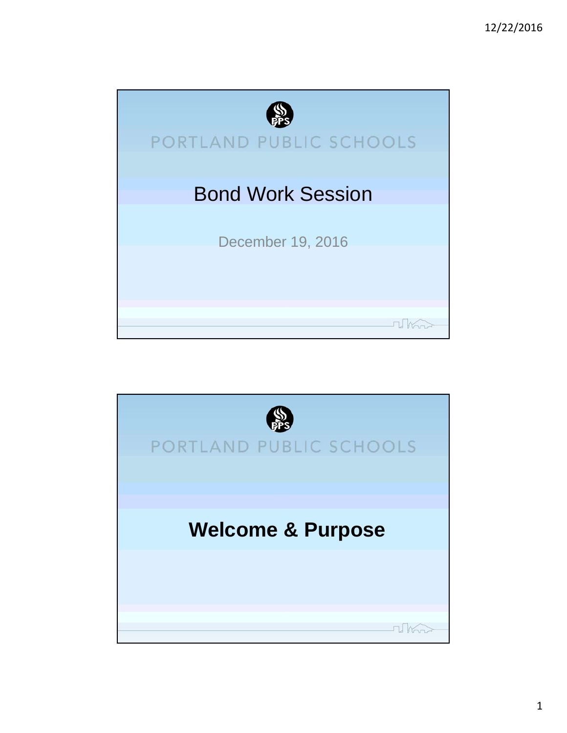PORTLAND PUBLIC SCHOOLS

# Bond Work Session

December 19, 2016

PORTLAND PUBLIC SCHOOLS

# Welcome & Purpose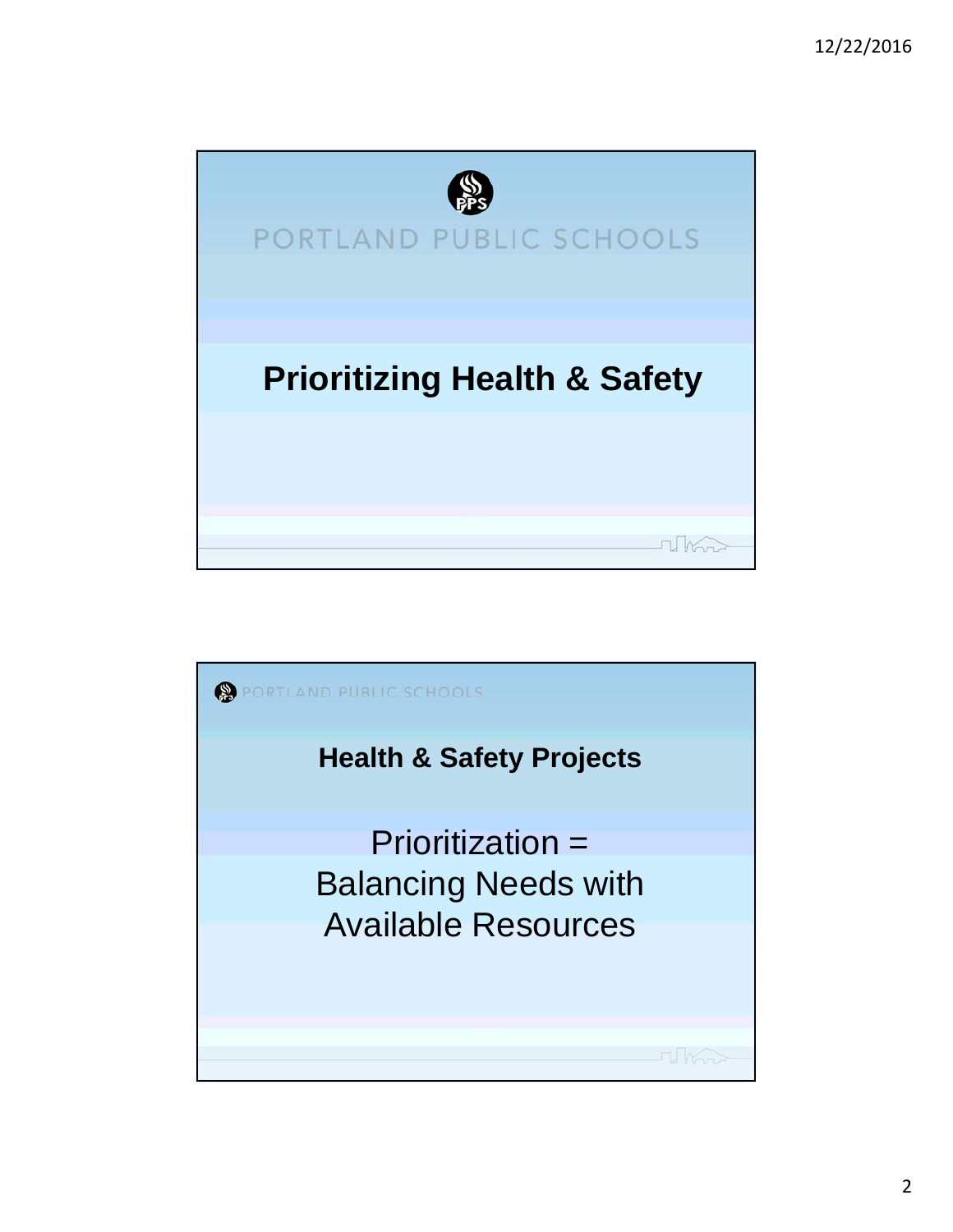PORTLAND PUBLIC SCHOOLS

# Prioritizing Health & Safety

PORTLAND PUBLIC SCHOOLS

## Health & Safety Projects

Prioritization =
Balancing Needs with
Available Resources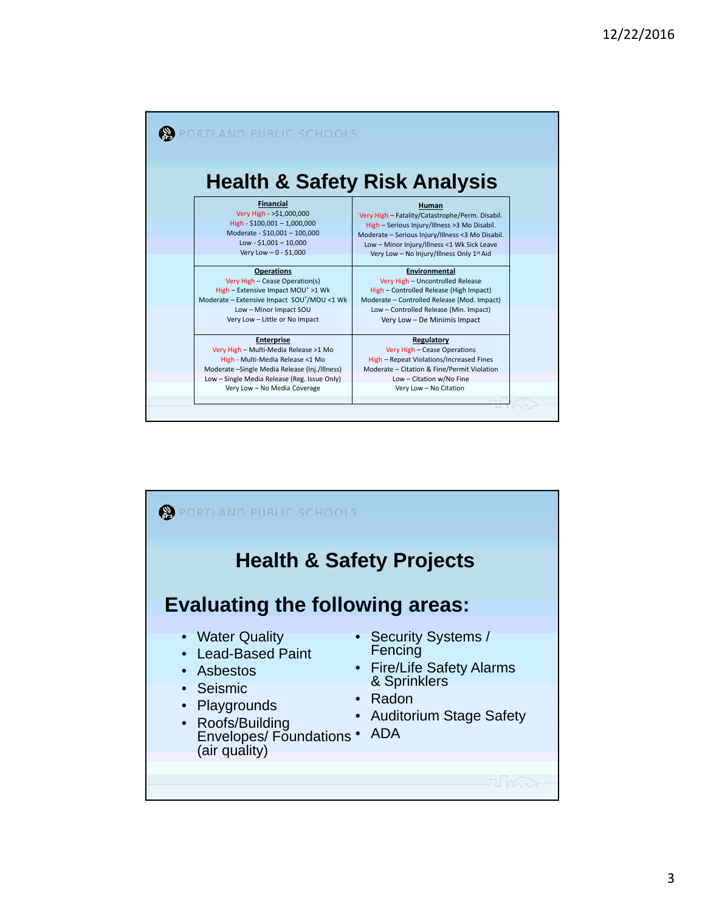PORTLAND PUBLIC SCHOOLS

# Health & Safety Risk Analysis

| | |
|---|---|
| **Financial**<br>Very High - >$1,000,000<br>High - $100,001 – 1,000,000<br>Moderate - $10,001 – 100,000<br>Low - $1,001 – 10,000<br>Very Low – 0 - $1,000 | **Human**<br>Very High – Fatality/Catastrophe/Perm. Disabil.<br>High – Serious Injury/Illness >3 Mo Disabil.<br>Moderate – Serious Injury/Illness <3 Mo Disabil.<br>Low – Minor Injury/Illness <1 Wk Sick Leave<br>Very Low – No Injury/Illness Only 1st Aid |
| **Operations**<br>Very High – Cease Operation(s)<br>High – Extensive Impact MOU* >1 Wk<br>Moderate – Extensive Impact SOU*/MOU <1 Wk<br>Low – Minor Impact SOU<br>Very Low – Little or No Impact | **Environmental**<br>Very High – Uncontrolled Release<br>High – Controlled Release (High Impact)<br>Moderate – Controlled Release (Mod. Impact)<br>Low – Controlled Release (Min. Impact)<br>Very Low – De Minimis Impact |
| **Enterprise**<br>Very High – Multi-Media Release >1 Mo<br>High - Multi-Media Release <1 Mo<br>Moderate –Single Media Release (Inj./Illness)<br>Low – Single Media Release (Reg. Issue Only)<br>Very Low – No Media Coverage | **Regulatory**<br>Very High – Cease Operations<br>High – Repeat Violations/Increased Fines<br>Moderate – Citation & Fine/Permit Violation<br>Low – Citation w/No Fine<br>Very Low – No Citation |

PORTLAND PUBLIC SCHOOLS

# Health & Safety Projects

## Evaluating the following areas:

- Water Quality
- Lead-Based Paint
- Asbestos
- Seismic
- Playgrounds
- Roofs/Building Envelopes/ Foundations (air quality)
- Security Systems / Fencing
- Fire/Life Safety Alarms & Sprinklers
- Radon
- Auditorium Stage Safety
- ADA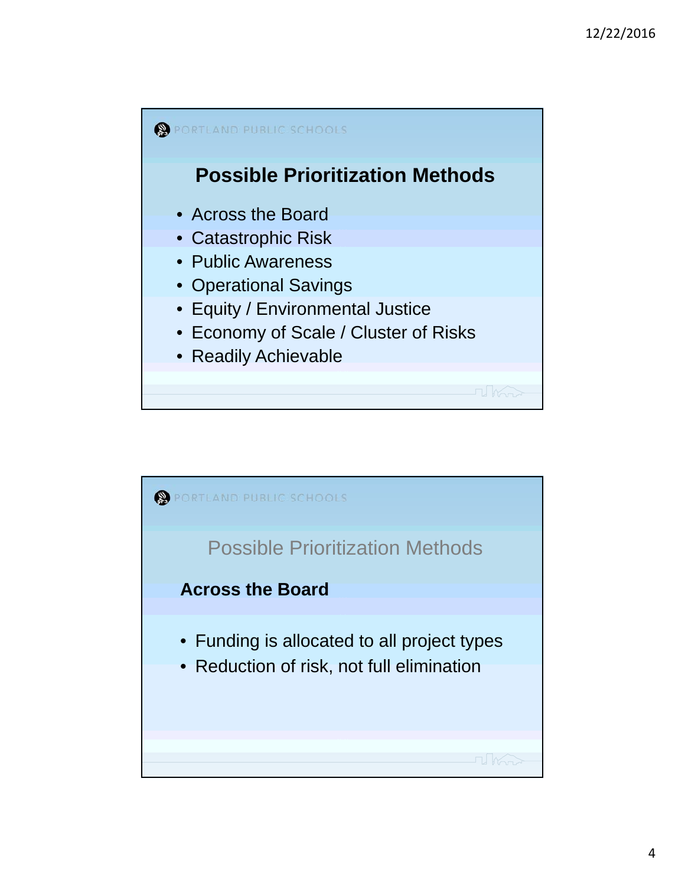PORTLAND PUBLIC SCHOOLS

## Possible Prioritization Methods

- Across the Board
- Catastrophic Risk
- Public Awareness
- Operational Savings
- Equity / Environmental Justice
- Economy of Scale / Cluster of Risks
- Readily Achievable

PORTLAND PUBLIC SCHOOLS

## Possible Prioritization Methods

### Across the Board

- Funding is allocated to all project types
- Reduction of risk, not full elimination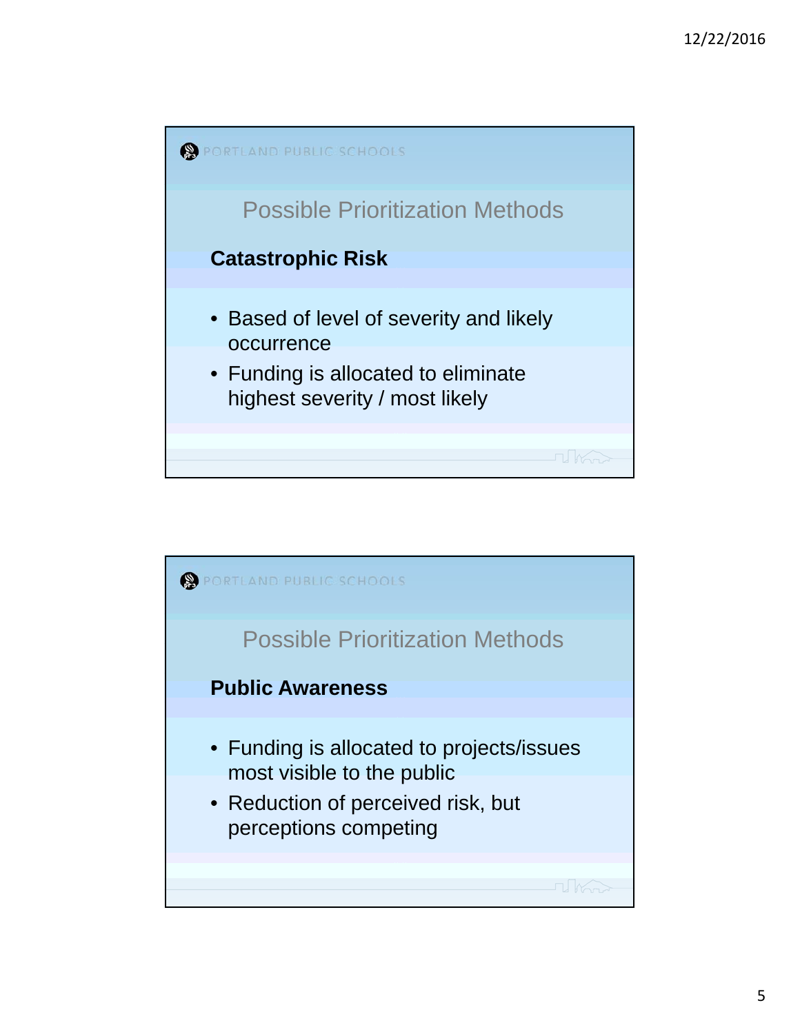PORTLAND PUBLIC SCHOOLS

## Possible Prioritization Methods

**Catastrophic Risk**

- Based of level of severity and likely occurrence
- Funding is allocated to eliminate highest severity / most likely

PORTLAND PUBLIC SCHOOLS

## Possible Prioritization Methods

**Public Awareness**

- Funding is allocated to projects/issues most visible to the public
- Reduction of perceived risk, but perceptions competing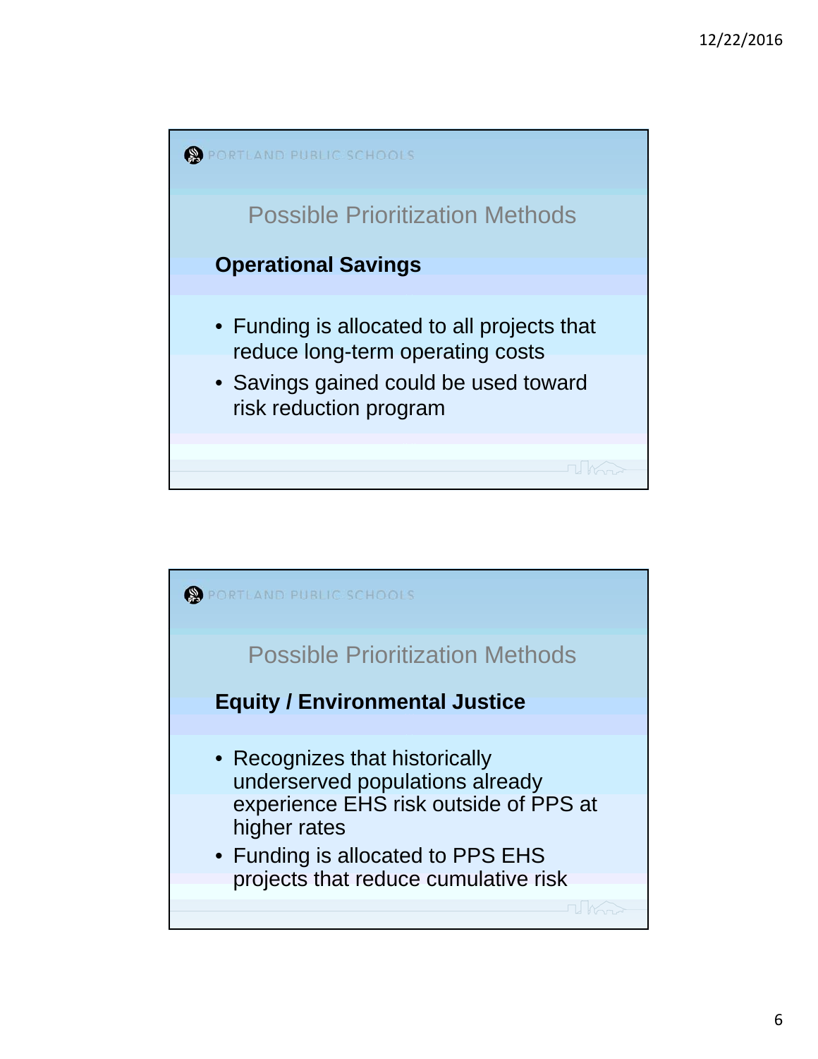## Possible Prioritization Methods

**Operational Savings**

- Funding is allocated to all projects that reduce long-term operating costs
- Savings gained could be used toward risk reduction program

## Possible Prioritization Methods

**Equity / Environmental Justice**

- Recognizes that historically underserved populations already experience EHS risk outside of PPS at higher rates
- Funding is allocated to PPS EHS projects that reduce cumulative risk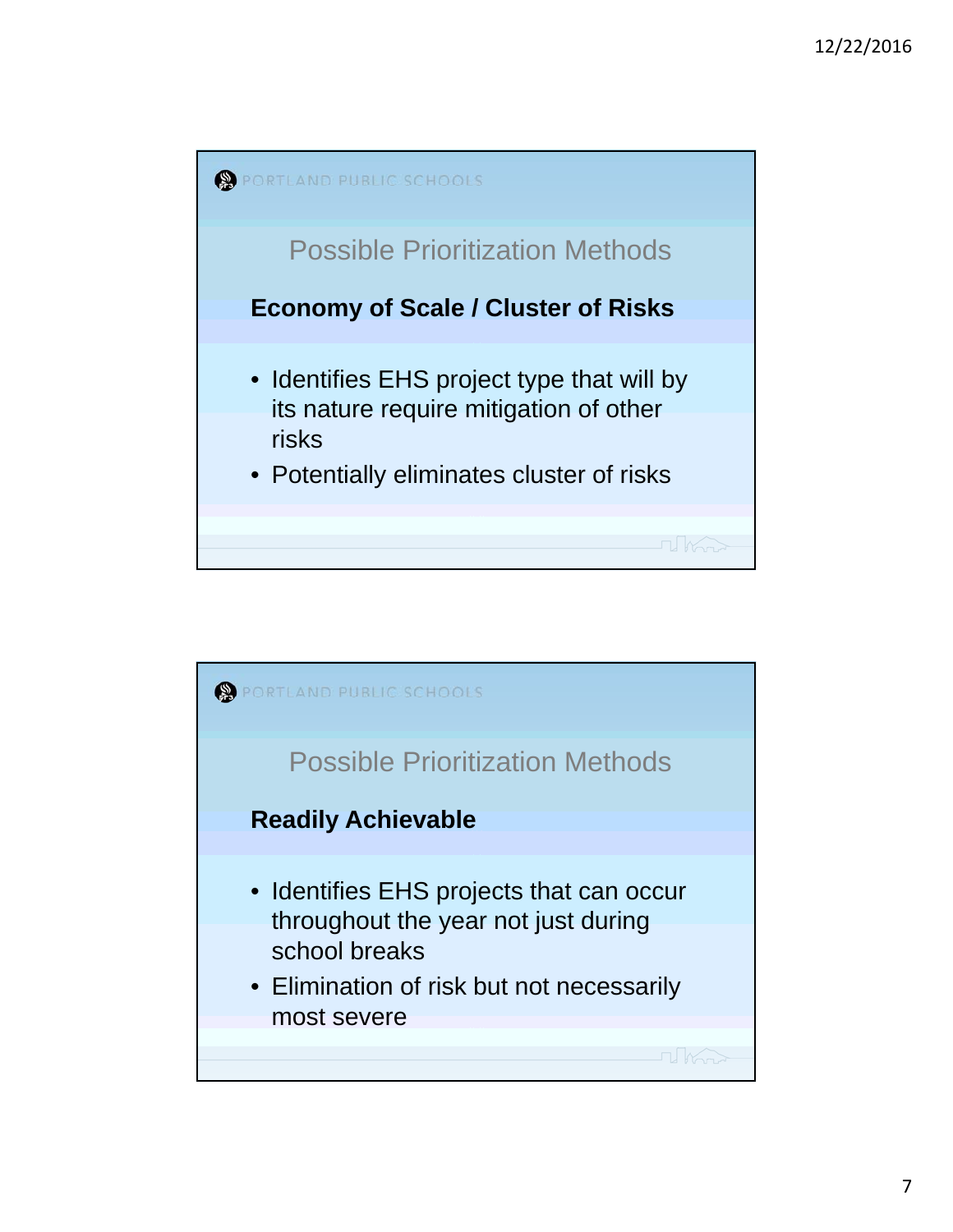## Possible Prioritization Methods

**Economy of Scale / Cluster of Risks**

- Identifies EHS project type that will by its nature require mitigation of other risks
- Potentially eliminates cluster of risks

## Possible Prioritization Methods

**Readily Achievable**

- Identifies EHS projects that can occur throughout the year not just during school breaks
- Elimination of risk but not necessarily most severe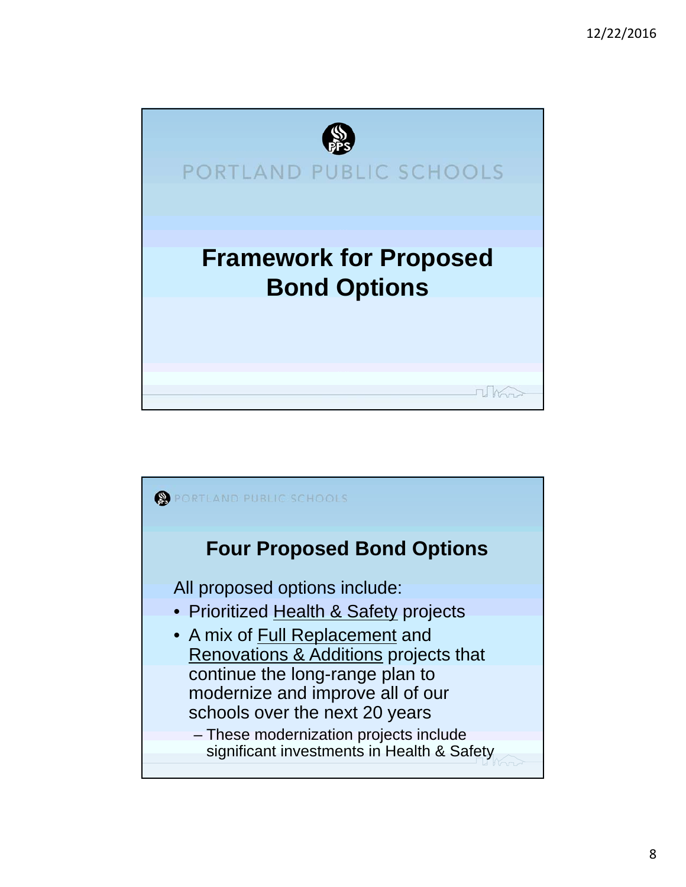PORTLAND PUBLIC SCHOOLS

# Framework for Proposed Bond Options

PORTLAND PUBLIC SCHOOLS

## Four Proposed Bond Options

All proposed options include:

- Prioritized Health & Safety projects
- A mix of Full Replacement and Renovations & Additions projects that continue the long-range plan to modernize and improve all of our schools over the next 20 years
  - These modernization projects include significant investments in Health & Safety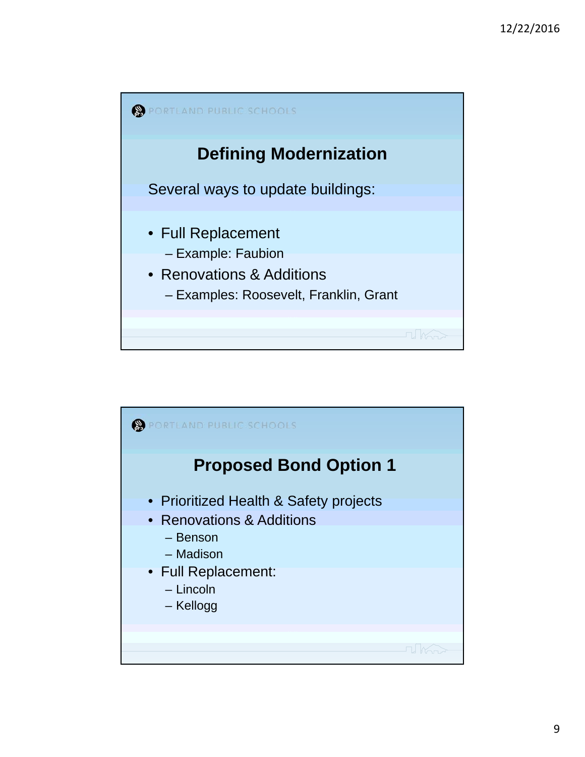PORTLAND PUBLIC SCHOOLS

## Defining Modernization

Several ways to update buildings:

- Full Replacement
  - Example: Faubion
- Renovations & Additions
  - Examples: Roosevelt, Franklin, Grant

PORTLAND PUBLIC SCHOOLS

## Proposed Bond Option 1

- Prioritized Health & Safety projects
- Renovations & Additions
  - Benson
  - Madison
- Full Replacement:
  - Lincoln
  - Kellogg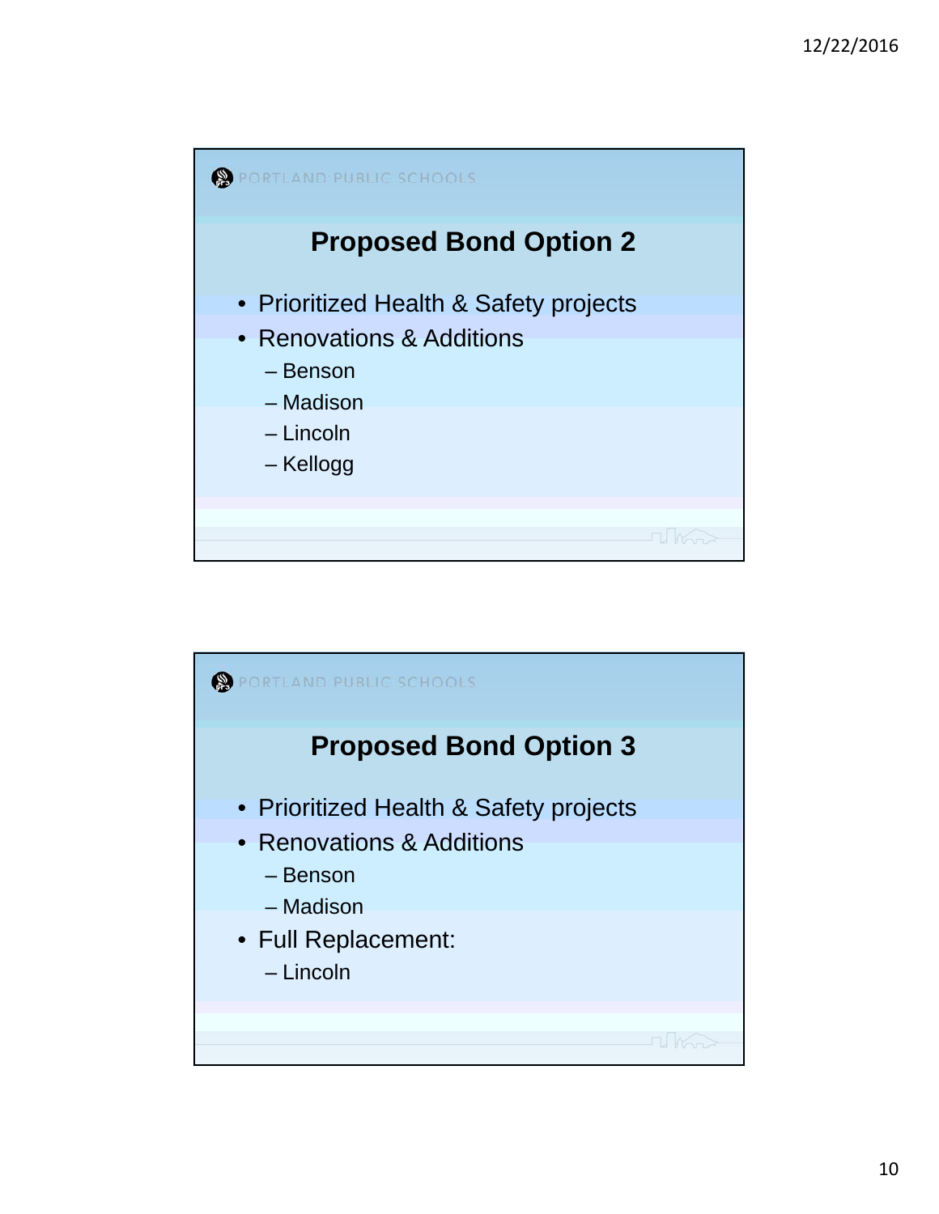PORTLAND PUBLIC SCHOOLS

## Proposed Bond Option 2

- Prioritized Health & Safety projects
- Renovations & Additions
  - Benson
  - Madison
  - Lincoln
  - Kellogg

PORTLAND PUBLIC SCHOOLS

## Proposed Bond Option 3

- Prioritized Health & Safety projects
- Renovations & Additions
  - Benson
  - Madison
- Full Replacement:
  - Lincoln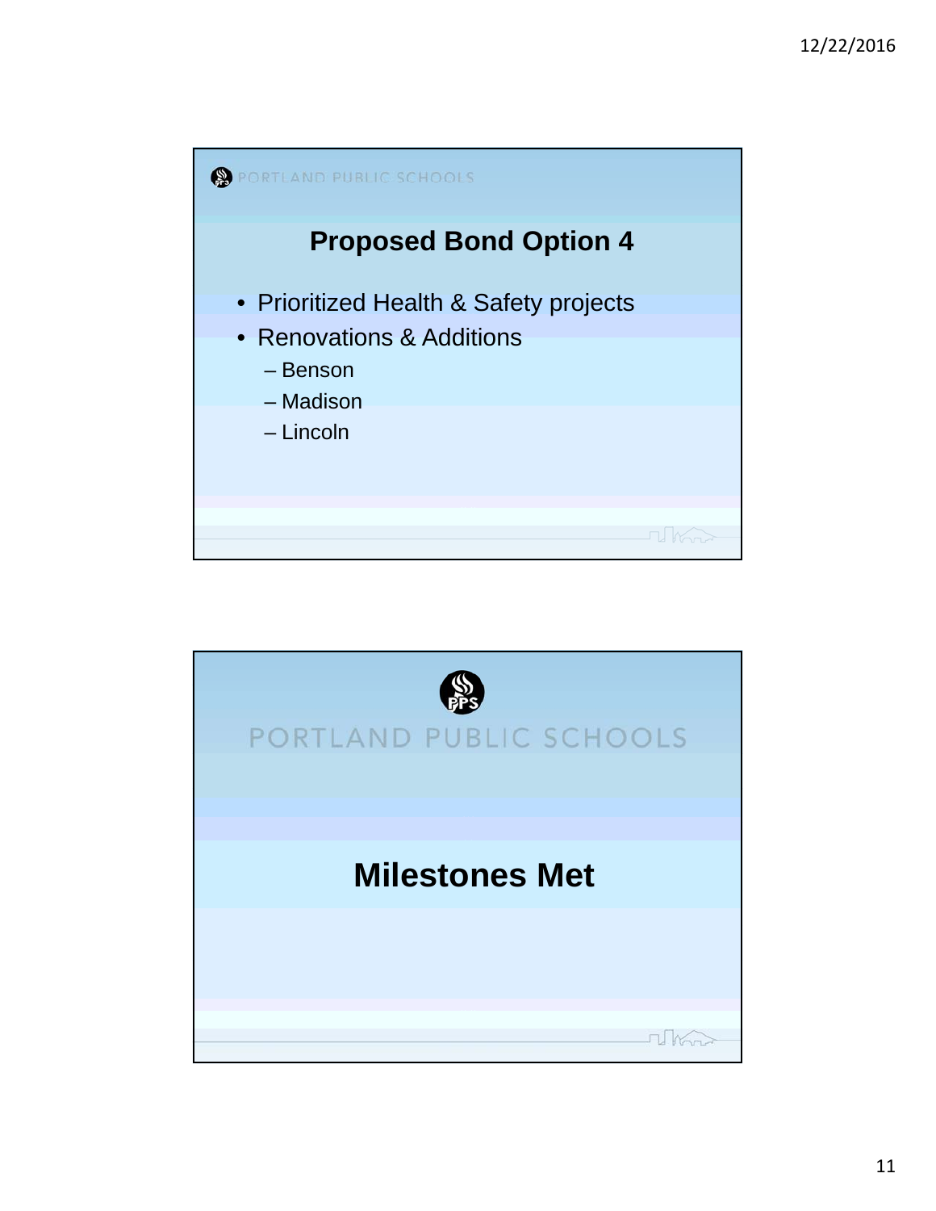PORTLAND PUBLIC SCHOOLS

## Proposed Bond Option 4

- Prioritized Health & Safety projects
- Renovations & Additions
  - Benson
  - Madison
  - Lincoln

PORTLAND PUBLIC SCHOOLS

## Milestones Met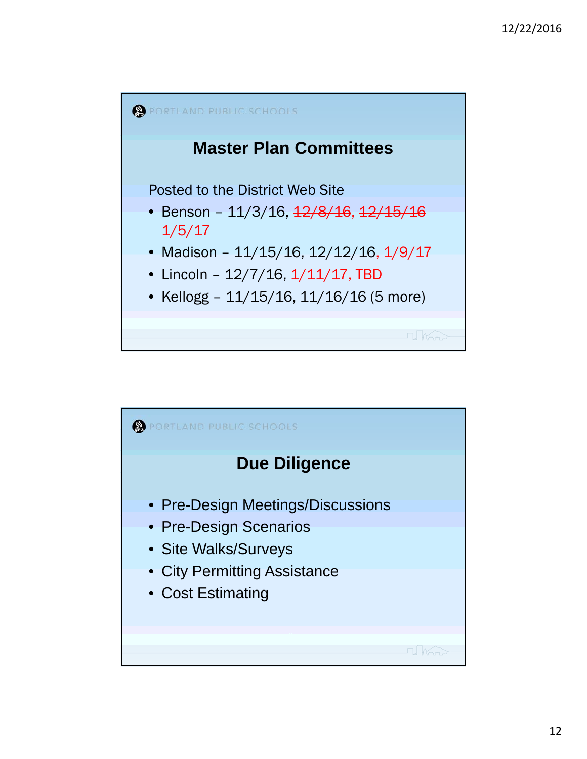## Master Plan Committees

Posted to the District Web Site

- Benson – 11/3/16, ~~12/8/16~~, ~~12/15/16~~ 1/5/17
- Madison – 11/15/16, 12/12/16, 1/9/17
- Lincoln – 12/7/16, 1/11/17, TBD
- Kellogg – 11/15/16, 11/16/16 (5 more)

## Due Diligence

- Pre-Design Meetings/Discussions
- Pre-Design Scenarios
- Site Walks/Surveys
- City Permitting Assistance
- Cost Estimating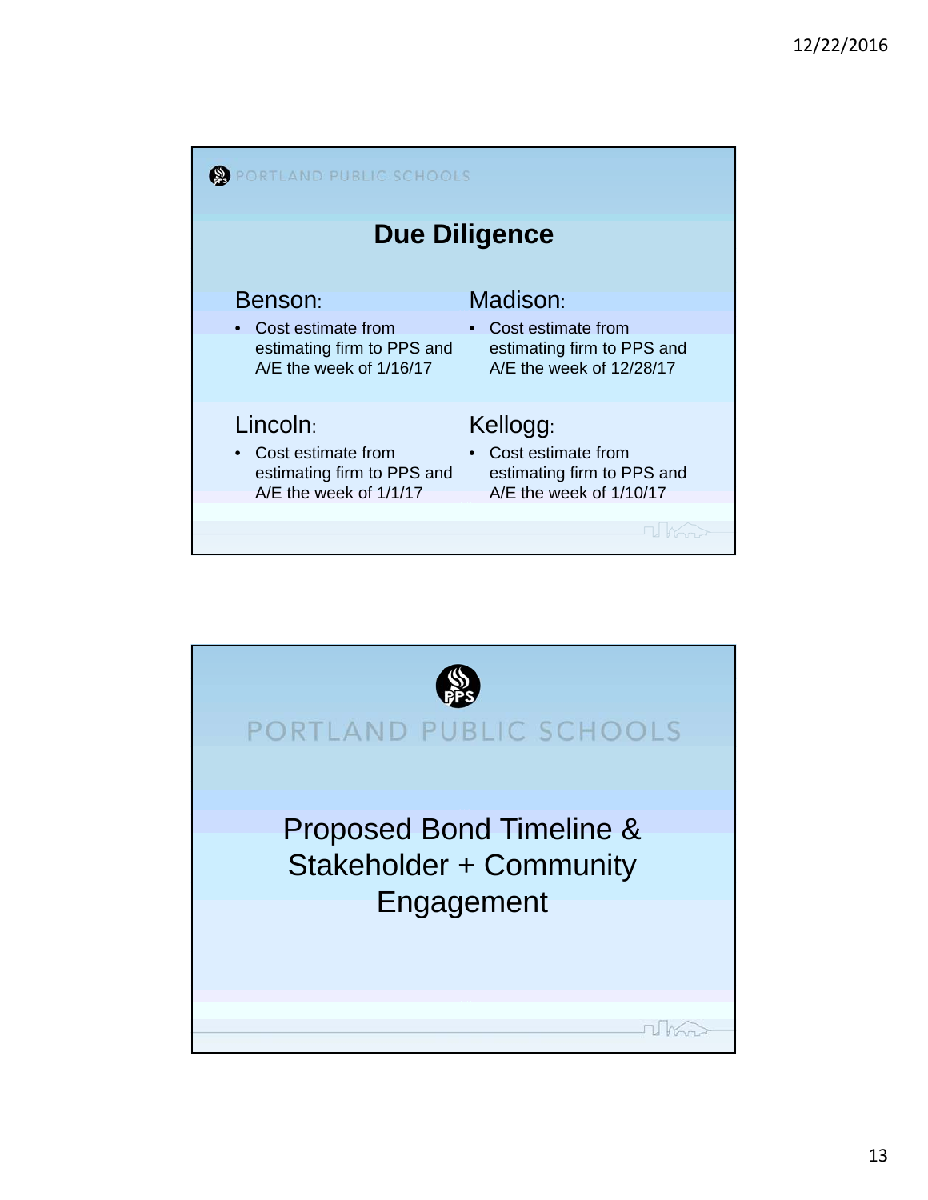PORTLAND PUBLIC SCHOOLS

## Due Diligence

**Benson:**

- Cost estimate from estimating firm to PPS and A/E the week of 1/16/17

**Madison:**

- Cost estimate from estimating firm to PPS and A/E the week of 12/28/17

**Lincoln:**

- Cost estimate from estimating firm to PPS and A/E the week of 1/1/17

**Kellogg:**

- Cost estimate from estimating firm to PPS and A/E the week of 1/10/17

PORTLAND PUBLIC SCHOOLS

## Proposed Bond Timeline & Stakeholder + Community Engagement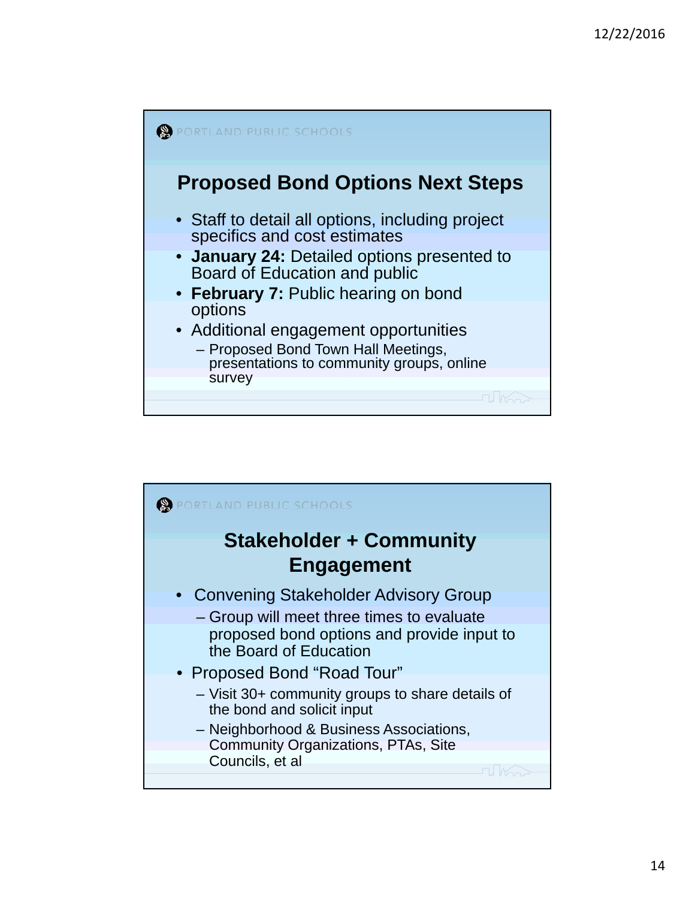## Proposed Bond Options Next Steps

- Staff to detail all options, including project specifics and cost estimates
- **January 24:** Detailed options presented to Board of Education and public
- **February 7:** Public hearing on bond options
- Additional engagement opportunities
  - Proposed Bond Town Hall Meetings, presentations to community groups, online survey

## Stakeholder + Community Engagement

- Convening Stakeholder Advisory Group
  - Group will meet three times to evaluate proposed bond options and provide input to the Board of Education
- Proposed Bond "Road Tour"
  - Visit 30+ community groups to share details of the bond and solicit input
  - Neighborhood & Business Associations, Community Organizations, PTAs, Site Councils, et al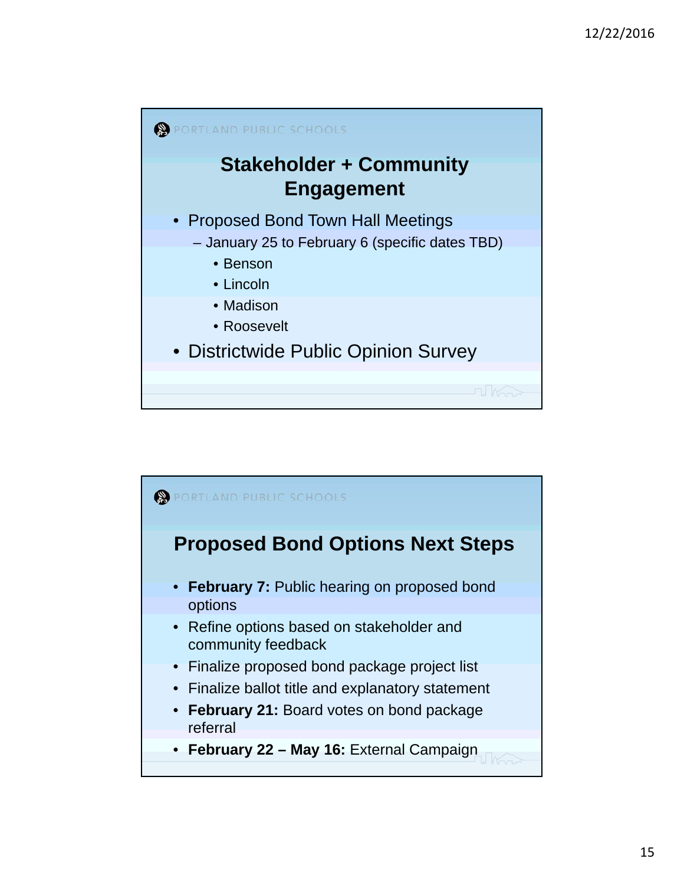## Stakeholder + Community Engagement

- Proposed Bond Town Hall Meetings
  - January 25 to February 6 (specific dates TBD)
    - Benson
    - Lincoln
    - Madison
    - Roosevelt
- Districtwide Public Opinion Survey

## Proposed Bond Options Next Steps

- **February 7:** Public hearing on proposed bond options
- Refine options based on stakeholder and community feedback
- Finalize proposed bond package project list
- Finalize ballot title and explanatory statement
- **February 21:** Board votes on bond package referral
- **February 22 – May 16:** External Campaign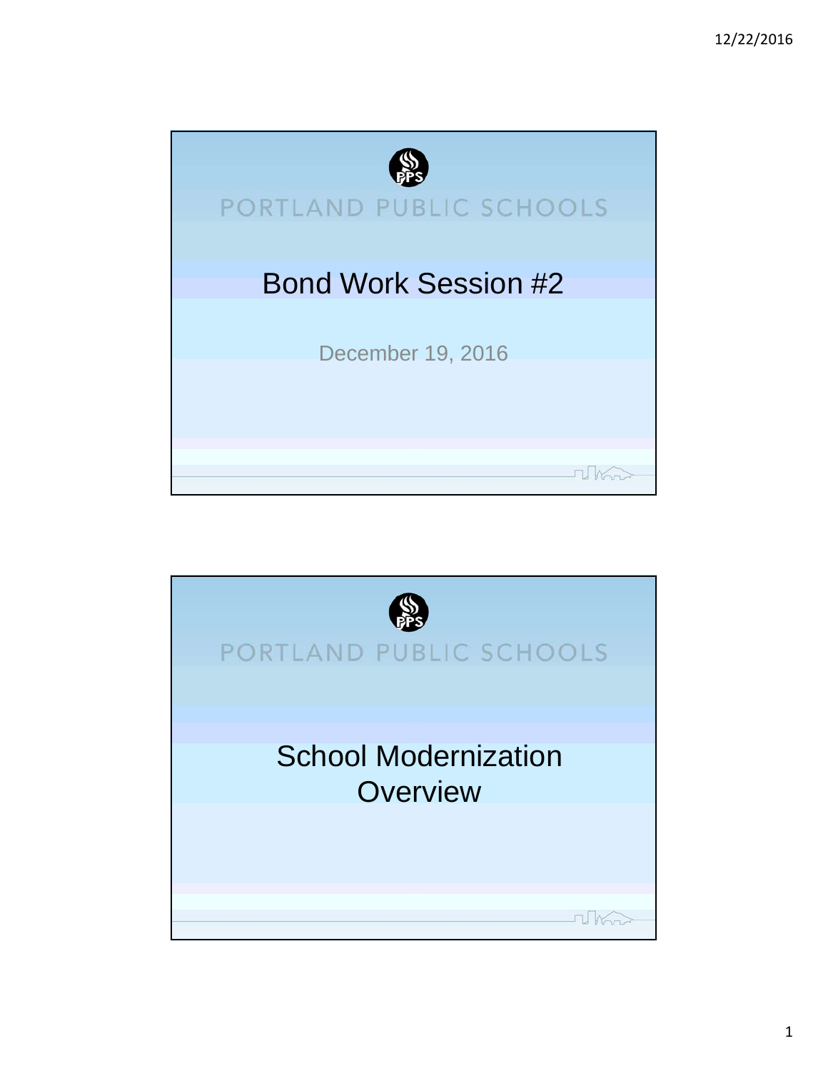PORTLAND PUBLIC SCHOOLS

# Bond Work Session #2

December 19, 2016

PORTLAND PUBLIC SCHOOLS

# School Modernization Overview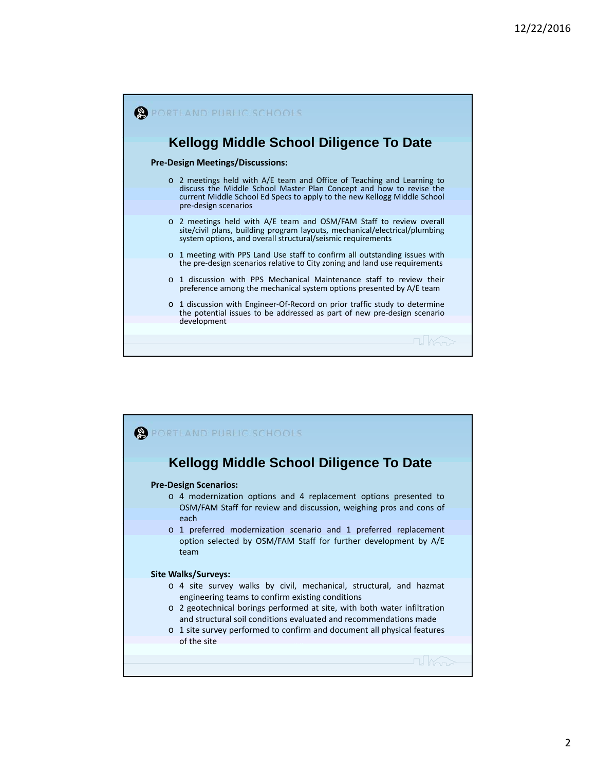PORTLAND PUBLIC SCHOOLS

## Kellogg Middle School Diligence To Date

**Pre-Design Meetings/Discussions:**

- 2 meetings held with A/E team and Office of Teaching and Learning to discuss the Middle School Master Plan Concept and how to revise the current Middle School Ed Specs to apply to the new Kellogg Middle School pre-design scenarios
- 2 meetings held with A/E team and OSM/FAM Staff to review overall site/civil plans, building program layouts, mechanical/electrical/plumbing system options, and overall structural/seismic requirements
- 1 meeting with PPS Land Use staff to confirm all outstanding issues with the pre-design scenarios relative to City zoning and land use requirements
- 1 discussion with PPS Mechanical Maintenance staff to review their preference among the mechanical system options presented by A/E team
- 1 discussion with Engineer-Of-Record on prior traffic study to determine the potential issues to be addressed as part of new pre-design scenario development

PORTLAND PUBLIC SCHOOLS

## Kellogg Middle School Diligence To Date

**Pre-Design Scenarios:**

- 4 modernization options and 4 replacement options presented to OSM/FAM Staff for review and discussion, weighing pros and cons of each
- 1 preferred modernization scenario and 1 preferred replacement option selected by OSM/FAM Staff for further development by A/E team

**Site Walks/Surveys:**

- 4 site survey walks by civil, mechanical, structural, and hazmat engineering teams to confirm existing conditions
- 2 geotechnical borings performed at site, with both water infiltration and structural soil conditions evaluated and recommendations made
- 1 site survey performed to confirm and document all physical features of the site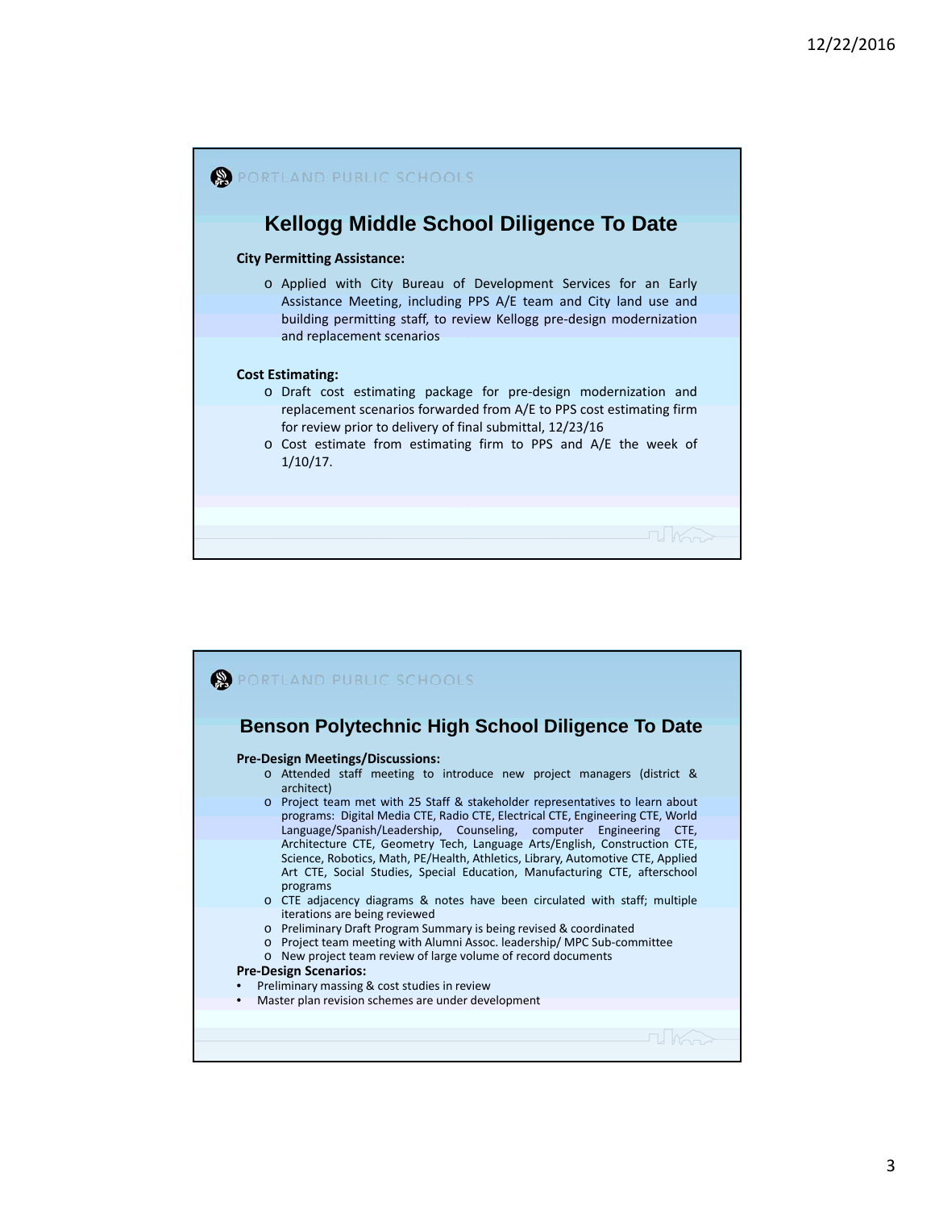## Kellogg Middle School Diligence To Date

**City Permitting Assistance:**

- Applied with City Bureau of Development Services for an Early Assistance Meeting, including PPS A/E team and City land use and building permitting staff, to review Kellogg pre-design modernization and replacement scenarios

**Cost Estimating:**

- Draft cost estimating package for pre-design modernization and replacement scenarios forwarded from A/E to PPS cost estimating firm for review prior to delivery of final submittal, 12/23/16
- Cost estimate from estimating firm to PPS and A/E the week of 1/10/17.

## Benson Polytechnic High School Diligence To Date

**Pre-Design Meetings/Discussions:**

- Attended staff meeting to introduce new project managers (district & architect)
- Project team met with 25 Staff & stakeholder representatives to learn about programs: Digital Media CTE, Radio CTE, Electrical CTE, Engineering CTE, World Language/Spanish/Leadership, Counseling, computer Engineering CTE, Architecture CTE, Geometry Tech, Language Arts/English, Construction CTE, Science, Robotics, Math, PE/Health, Athletics, Library, Automotive CTE, Applied Art CTE, Social Studies, Special Education, Manufacturing CTE, afterschool programs
- CTE adjacency diagrams & notes have been circulated with staff; multiple iterations are being reviewed
- Preliminary Draft Program Summary is being revised & coordinated
- Project team meeting with Alumni Assoc. leadership/ MPC Sub-committee
- New project team review of large volume of record documents

**Pre-Design Scenarios:**

- Preliminary massing & cost studies in review
- Master plan revision schemes are under development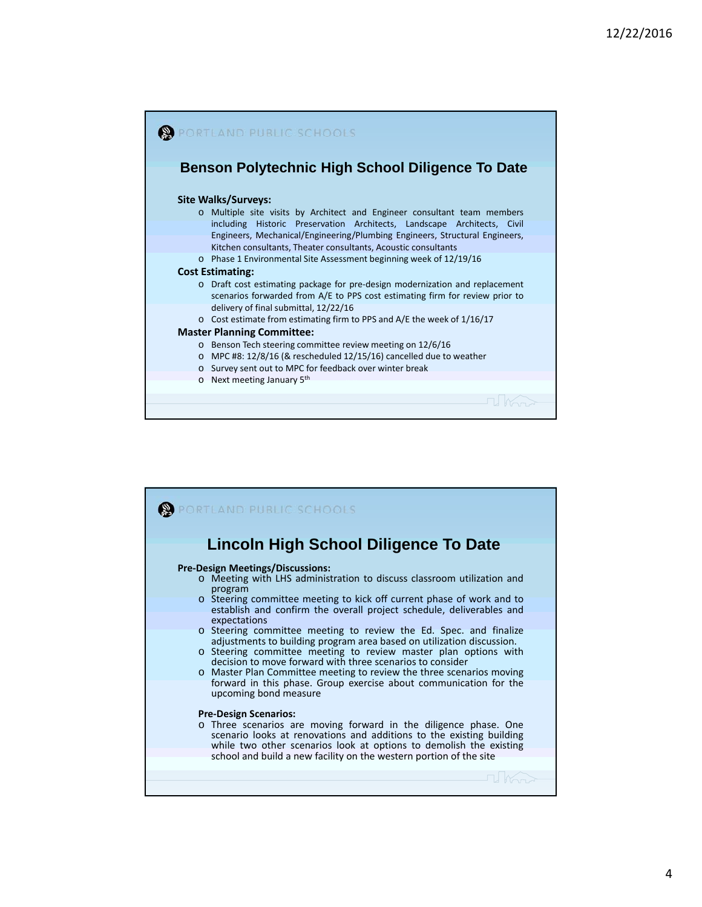PORTLAND PUBLIC SCHOOLS

## Benson Polytechnic High School Diligence To Date

**Site Walks/Surveys:**

- Multiple site visits by Architect and Engineer consultant team members including Historic Preservation Architects, Landscape Architects, Civil Engineers, Mechanical/Engineering/Plumbing Engineers, Structural Engineers, Kitchen consultants, Theater consultants, Acoustic consultants
- Phase 1 Environmental Site Assessment beginning week of 12/19/16

**Cost Estimating:**

- Draft cost estimating package for pre-design modernization and replacement scenarios forwarded from A/E to PPS cost estimating firm for review prior to delivery of final submittal, 12/22/16
- Cost estimate from estimating firm to PPS and A/E the week of 1/16/17

**Master Planning Committee:**

- Benson Tech steering committee review meeting on 12/6/16
- MPC #8: 12/8/16 (& rescheduled 12/15/16) cancelled due to weather
- Survey sent out to MPC for feedback over winter break
- Next meeting January 5th

PORTLAND PUBLIC SCHOOLS

## Lincoln High School Diligence To Date

**Pre-Design Meetings/Discussions:**

- Meeting with LHS administration to discuss classroom utilization and program
- Steering committee meeting to kick off current phase of work and to establish and confirm the overall project schedule, deliverables and expectations
- Steering committee meeting to review the Ed. Spec. and finalize adjustments to building program area based on utilization discussion.
- Steering committee meeting to review master plan options with decision to move forward with three scenarios to consider
- Master Plan Committee meeting to review the three scenarios moving forward in this phase. Group exercise about communication for the upcoming bond measure

**Pre-Design Scenarios:**

- Three scenarios are moving forward in the diligence phase. One scenario looks at renovations and additions to the existing building while two other scenarios look at options to demolish the existing school and build a new facility on the western portion of the site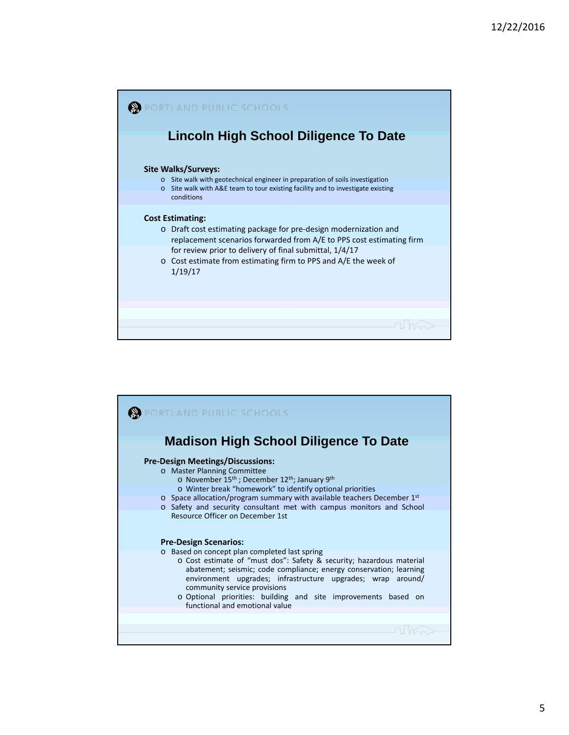## Lincoln High School Diligence To Date

**Site Walks/Surveys:**

- Site walk with geotechnical engineer in preparation of soils investigation
- Site walk with A&E team to tour existing facility and to investigate existing conditions

**Cost Estimating:**

- Draft cost estimating package for pre-design modernization and replacement scenarios forwarded from A/E to PPS cost estimating firm for review prior to delivery of final submittal, 1/4/17
- Cost estimate from estimating firm to PPS and A/E the week of 1/19/17

## Madison High School Diligence To Date

**Pre-Design Meetings/Discussions:**

- Master Planning Committee
  - November 15th ; December 12th; January 9th
  - Winter break "homework" to identify optional priorities
- Space allocation/program summary with available teachers December 1st
- Safety and security consultant met with campus monitors and School Resource Officer on December 1st

**Pre-Design Scenarios:**

- Based on concept plan completed last spring
  - Cost estimate of "must dos": Safety & security; hazardous material abatement; seismic; code compliance; energy conservation; learning environment upgrades; infrastructure upgrades; wrap around/ community service provisions
  - Optional priorities: building and site improvements based on functional and emotional value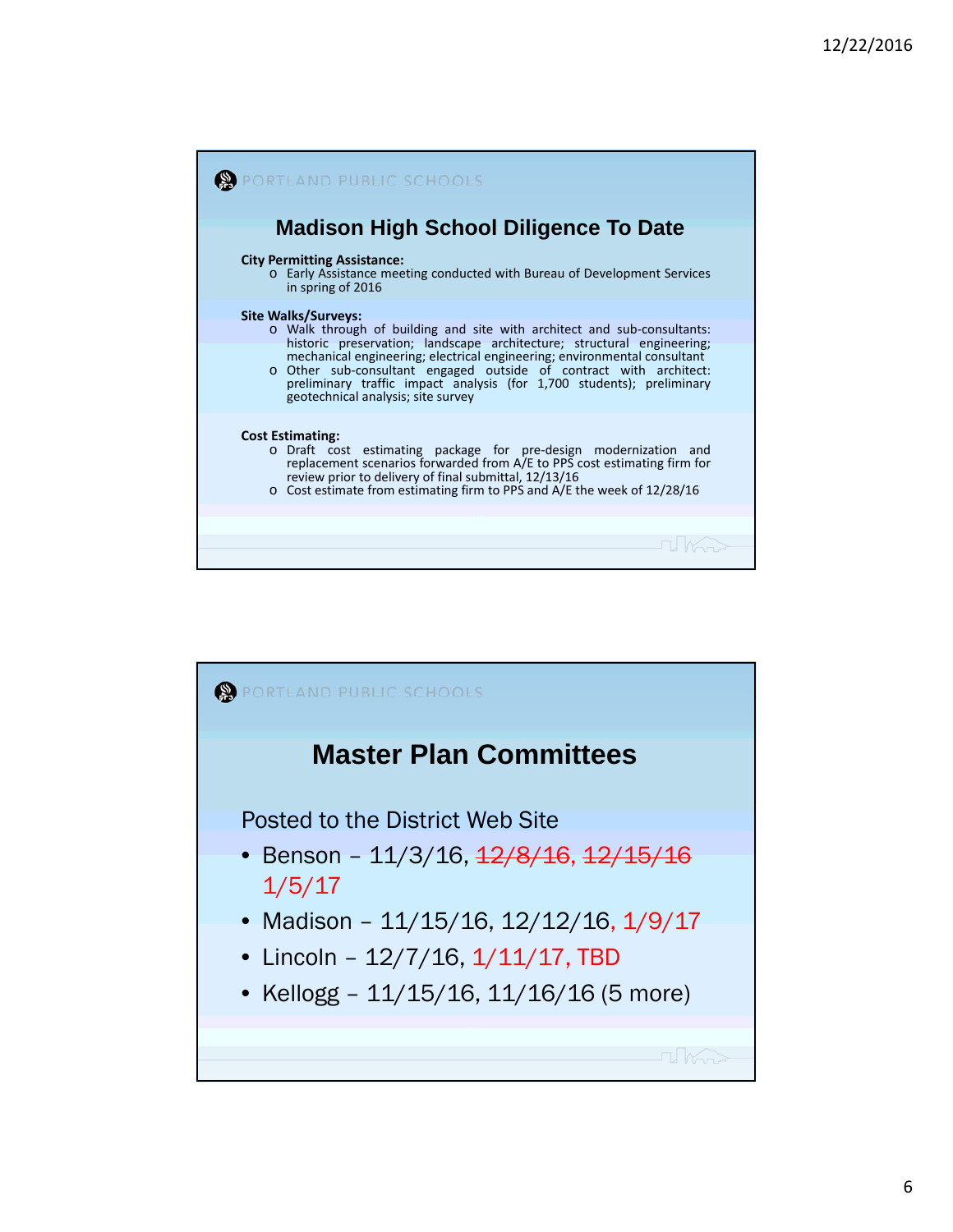## Madison High School Diligence To Date

**City Permitting Assistance:**

- Early Assistance meeting conducted with Bureau of Development Services in spring of 2016

**Site Walks/Surveys:**

- Walk through of building and site with architect and sub-consultants: historic preservation; landscape architecture; structural engineering; mechanical engineering; electrical engineering; environmental consultant
- Other sub-consultant engaged outside of contract with architect: preliminary traffic impact analysis (for 1,700 students); preliminary geotechnical analysis; site survey

**Cost Estimating:**

- Draft cost estimating package for pre-design modernization and replacement scenarios forwarded from A/E to PPS cost estimating firm for review prior to delivery of final submittal, 12/13/16
- Cost estimate from estimating firm to PPS and A/E the week of 12/28/16

## Master Plan Committees

Posted to the District Web Site

- Benson – 11/3/16, ~~12/8/16~~, ~~12/15/16~~ 1/5/17
- Madison – 11/15/16, 12/12/16, 1/9/17
- Lincoln – 12/7/16, 1/11/17, TBD
- Kellogg – 11/15/16, 11/16/16 (5 more)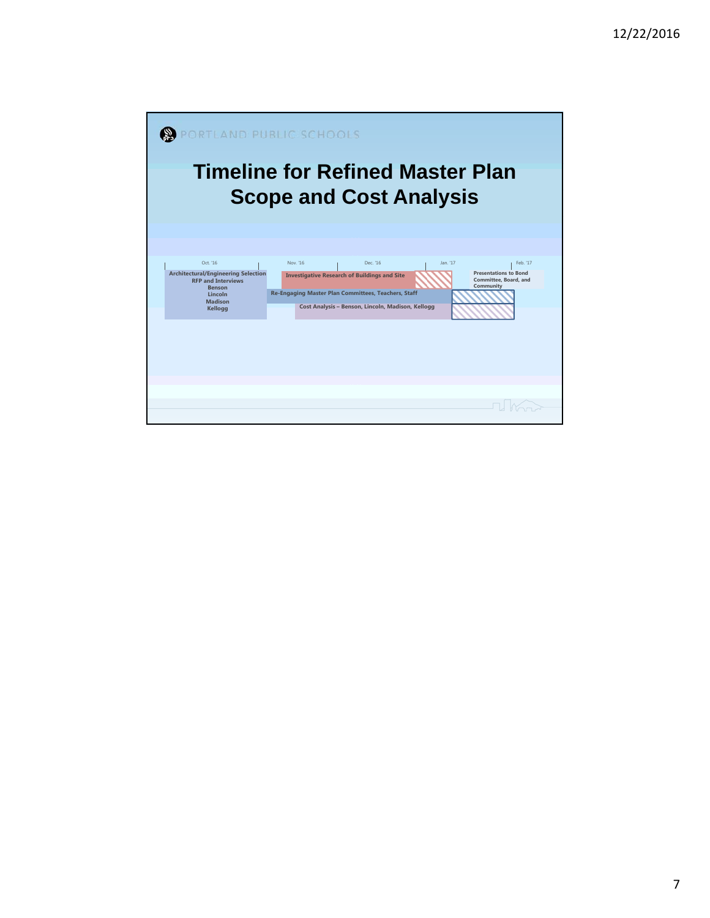PORTLAND PUBLIC SCHOOLS

# Timeline for Refined Master Plan Scope and Cost Analysis

Oct. '16

Nov. '16

Dec. '16

Jan. '17

Feb. '17

Architectural/Engineering Selection
RFP and Interviews
Benson
Lincoln
Madison
Kellogg

Investigative Research of Buildings and Site

Presentations to Bond Committee, Board, and Community

Re-Engaging Master Plan Committees, Teachers, Staff

Cost Analysis – Benson, Lincoln, Madison, Kellogg